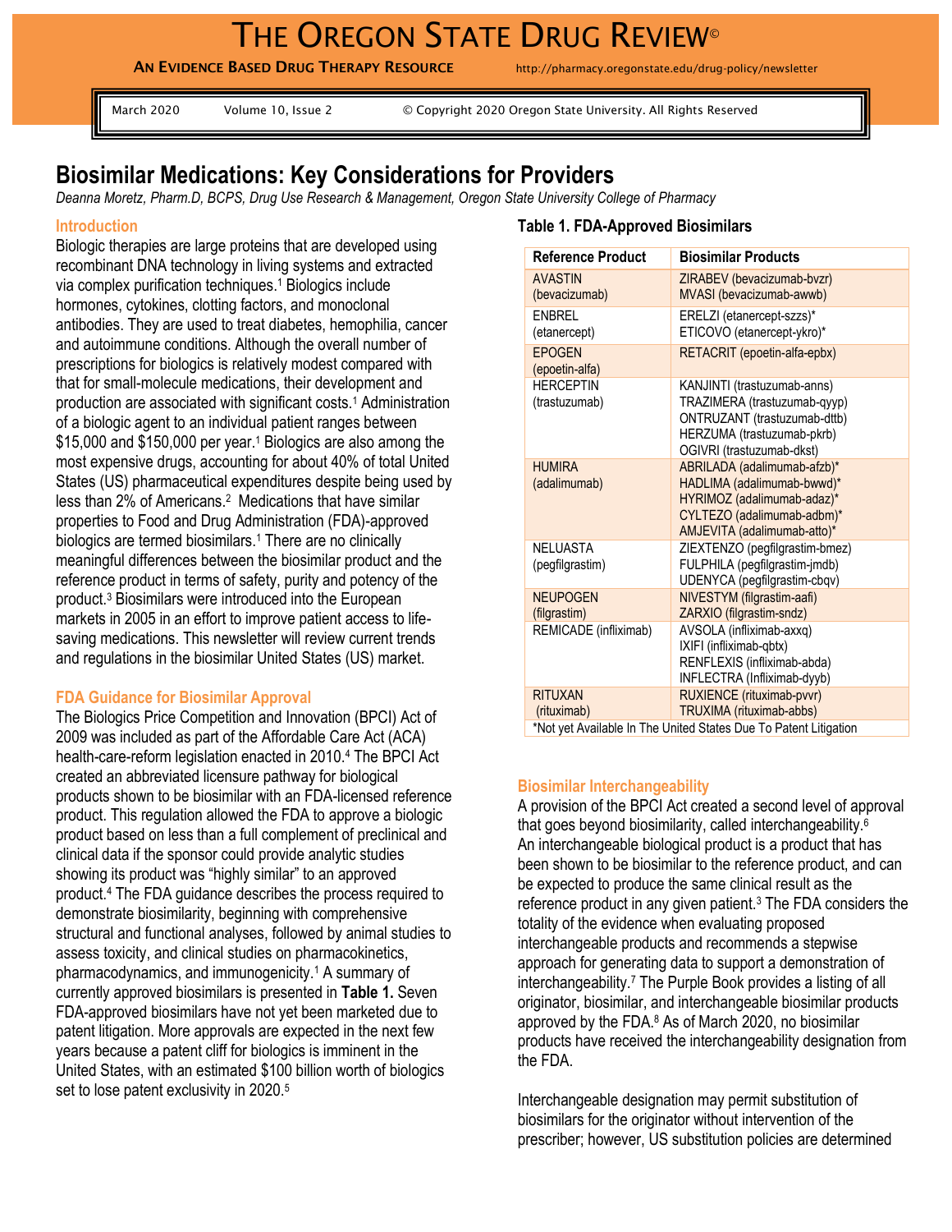# THE OREGON STATE DRUG REVIEW©

**AN EVIDENCE BASED DRUG THERAPY RESOURCE** http://pharmacy.oregonstate.edu/drug-policy/newsletter

March 2020 Volume 10, Issue 2 © Copyright 2020 Oregon State University. All Rights Reserved

## Biosimilar Medications: Key Considerations for Providers

*Deanna Moretz, Pharm.D, BCPS, Drug Use Research & Management, Oregon State University College of Pharmacy*

### Introduction

Biologic therapies are large proteins that are developed using recombinant DNA technology in living systems and extracted via complex purification techniques.[1] Biologics include hormones, cytokines, clotting factors, and monoclonal antibodies. They are used to treat diabetes, hemophilia, cancer and autoimmune conditions. Although the overall number of prescriptions for biologics is relatively modest compared with that for small-molecule medications, their development and production are associated with significant costs.[1] Administration of a biologic agent to an individual patient ranges between $15,000 and $150,000 per year.[1] Biologics are also among the most expensive drugs, accounting for about 40% of total United States (US) pharmaceutical expenditures despite being used by less than 2% of Americans.[2] Medications that have similar properties to Food and Drug Administration (FDA)-approved biologics are termed biosimilars.[1] There are no clinically meaningful differences between the biosimilar product and the reference product in terms of safety, purity and potency of the product.[3] Biosimilars were introduced into the European markets in 2005 in an effort to improve patient access to life-saving medications. This newsletter will review current trends and regulations in the biosimilar United States (US) market.

### FDA Guidance for Biosimilar Approval

The Biologics Price Competition and Innovation (BPCI) Act of 2009 was included as part of the Affordable Care Act (ACA) health-care-reform legislation enacted in 2010.[4] The BPCI Act created an abbreviated licensure pathway for biological products shown to be biosimilar with an FDA-licensed reference product. This regulation allowed the FDA to approve a biologic product based on less than a full complement of preclinical and clinical data if the sponsor could provide analytic studies showing its product was "highly similar" to an approved product.[4] The FDA guidance describes the process required to demonstrate biosimilarity, beginning with comprehensive structural and functional analyses, followed by animal studies to assess toxicity, and clinical studies on pharmacokinetics, pharmacodynamics, and immunogenicity.[1] A summary of currently approved biosimilars is presented in **Table 1.** Seven FDA-approved biosimilars have not yet been marketed due to patent litigation. More approvals are expected in the next few years because a patent cliff for biologics is imminent in the United States, with an estimated $100 billion worth of biologics set to lose patent exclusivity in 2020.[5]

**Table 1. FDA-Approved Biosimilars**

| Reference Product | Biosimilar Products |
|---|---|
| AVASTIN (bevacizumab) | ZIRABEV (bevacizumab-bvzr)<br>MVASI (bevacizumab-awwb) |
| ENBREL (etanercept) | ERELZI (etanercept-szzs)*<br>ETICOVO (etanercept-ykro)* |
| EPOGEN (epoetin-alfa) | RETACRIT (epoetin-alfa-epbx) |
| HERCEPTIN (trastuzumab) | KANJINTI (trastuzumab-anns)<br>TRAZIMERA (trastuzumab-qyyp)<br>ONTRUZANT (trastuzumab-dttb)<br>HERZUMA (trastuzumab-pkrb)<br>OGIVRI (trastuzumab-dkst) |
| HUMIRA (adalimumab) | ABRILADA (adalimumab-afzb)*<br>HADLIMA (adalimumab-bwwd)*<br>HYRIMOZ (adalimumab-adaz)*<br>CYLTEZO (adalimumab-adbm)*<br>AMJEVITA (adalimumab-atto)* |
| NELUASTA (pegfilgrastim) | ZIEXTENZO (pegfilgrastim-bmez)<br>FULPHILA (pegfilgrastim-jmdb)<br>UDENYCA (pegfilgrastim-cbqv) |
| NEUPOGEN (filgrastim) | NIVESTYM (filgrastim-aafi)<br>ZARXIO (filgrastim-sndz) |
| REMICADE (infliximab) | AVSOLA (infliximab-axxq)<br>IXIFI (infliximab-qbtx)<br>RENFLEXIS (infliximab-abda)<br>INFLECTRA (Infliximab-dyyb) |
| RITUXAN (rituximab) | RUXIENCE (rituximab-pvvr)<br>TRUXIMA (rituximab-abbs) |
| *Not yet Available In The United States Due To Patent Litigation | |

### Biosimilar Interchangeability

A provision of the BPCI Act created a second level of approval that goes beyond biosimilarity, called interchangeability.[6] An interchangeable biological product is a product that has been shown to be biosimilar to the reference product, and can be expected to produce the same clinical result as the reference product in any given patient.[3] The FDA considers the totality of the evidence when evaluating proposed interchangeable products and recommends a stepwise approach for generating data to support a demonstration of interchangeability.[7] The Purple Book provides a listing of all originator, biosimilar, and interchangeable biosimilar products approved by the FDA.[8] As of March 2020, no biosimilar products have received the interchangeability designation from the FDA.

Interchangeable designation may permit substitution of biosimilars for the originator without intervention of the prescriber; however, US substitution policies are determined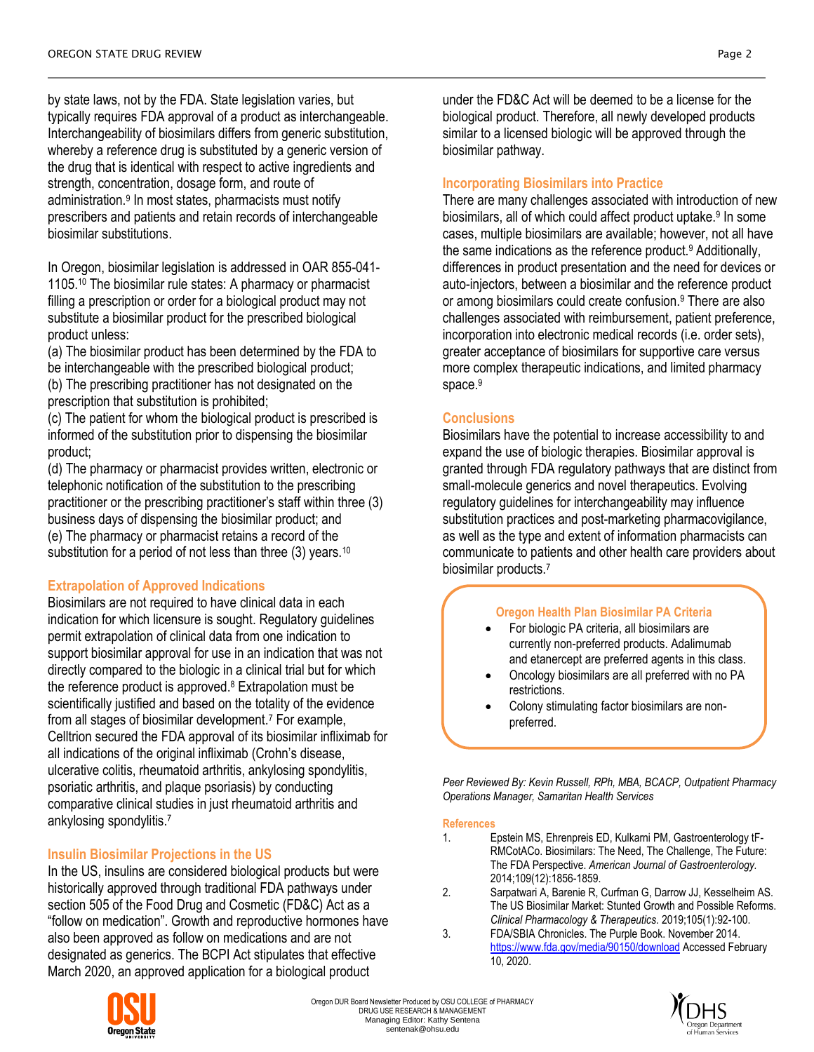by state laws, not by the FDA. State legislation varies, but typically requires FDA approval of a product as interchangeable. Interchangeability of biosimilars differs from generic substitution, whereby a reference drug is substituted by a generic version of the drug that is identical with respect to active ingredients and strength, concentration, dosage form, and route of administration.[9] In most states, pharmacists must notify prescribers and patients and retain records of interchangeable biosimilar substitutions.

In Oregon, biosimilar legislation is addressed in OAR 855-041-1105.[10] The biosimilar rule states: A pharmacy or pharmacist filling a prescription or order for a biological product may not substitute a biosimilar product for the prescribed biological product unless:
(a) The biosimilar product has been determined by the FDA to be interchangeable with the prescribed biological product;
(b) The prescribing practitioner has not designated on the prescription that substitution is prohibited;
(c) The patient for whom the biological product is prescribed is informed of the substitution prior to dispensing the biosimilar product;
(d) The pharmacy or pharmacist provides written, electronic or telephonic notification of the substitution to the prescribing practitioner or the prescribing practitioner's staff within three (3) business days of dispensing the biosimilar product; and
(e) The pharmacy or pharmacist retains a record of the substitution for a period of not less than three (3) years.[10]

## Extrapolation of Approved Indications

Biosimilars are not required to have clinical data in each indication for which licensure is sought. Regulatory guidelines permit extrapolation of clinical data from one indication to support biosimilar approval for use in an indication that was not directly compared to the biologic in a clinical trial but for which the reference product is approved.[8] Extrapolation must be scientifically justified and based on the totality of the evidence from all stages of biosimilar development.[7] For example, Celltrion secured the FDA approval of its biosimilar infliximab for all indications of the original infliximab (Crohn's disease, ulcerative colitis, rheumatoid arthritis, ankylosing spondylitis, psoriatic arthritis, and plaque psoriasis) by conducting comparative clinical studies in just rheumatoid arthritis and ankylosing spondylitis.[7]

## Insulin Biosimilar Projections in the US

In the US, insulins are considered biological products but were historically approved through traditional FDA pathways under section 505 of the Food Drug and Cosmetic (FD&C) Act as a "follow on medication". Growth and reproductive hormones have also been approved as follow on medications and are not designated as generics. The BCPI Act stipulates that effective March 2020, an approved application for a biological product under the FD&C Act will be deemed to be a license for the biological product. Therefore, all newly developed products similar to a licensed biologic will be approved through the biosimilar pathway.

## Incorporating Biosimilars into Practice

There are many challenges associated with introduction of new biosimilars, all of which could affect product uptake.[9] In some cases, multiple biosimilars are available; however, not all have the same indications as the reference product.[9] Additionally, differences in product presentation and the need for devices or auto-injectors, between a biosimilar and the reference product or among biosimilars could create confusion.[9] There are also challenges associated with reimbursement, patient preference, incorporation into electronic medical records (i.e. order sets), greater acceptance of biosimilars for supportive care versus more complex therapeutic indications, and limited pharmacy space.[9]

## Conclusions

Biosimilars have the potential to increase accessibility to and expand the use of biologic therapies. Biosimilar approval is granted through FDA regulatory pathways that are distinct from small-molecule generics and novel therapeutics. Evolving regulatory guidelines for interchangeability may influence substitution practices and post-marketing pharmacovigilance, as well as the type and extent of information pharmacists can communicate to patients and other health care providers about biosimilar products.[7]

### Oregon Health Plan Biosimilar PA Criteria

- For biologic PA criteria, all biosimilars are currently non-preferred products. Adalimumab and etanercept are preferred agents in this class.
- Oncology biosimilars are all preferred with no PA restrictions.
- Colony stimulating factor biosimilars are non-preferred.

*Peer Reviewed By: Kevin Russell, RPh, MBA, BCACP, Outpatient Pharmacy Operations Manager, Samaritan Health Services*

## References

1. Epstein MS, Ehrenpreis ED, Kulkarni PM, Gastroenterology tF-RMCotACo. Biosimilars: The Need, The Challenge, The Future: The FDA Perspective. *American Journal of Gastroenterology.* 2014;109(12):1856-1859.
2. Sarpatwari A, Barenie R, Curfman G, Darrow JJ, Kesselheim AS. The US Biosimilar Market: Stunted Growth and Possible Reforms. *Clinical Pharmacology & Therapeutics.* 2019;105(1):92-100.
3. FDA/SBIA Chronicles. The Purple Book. November 2014. https://www.fda.gov/media/90150/download Accessed February 10, 2020.

Oregon DUR Board Newsletter Produced by OSU COLLEGE of PHARMACY DRUG USE RESEARCH & MANAGEMENT
Managing Editor: Kathy Sentena
sentenak@ohsu.edu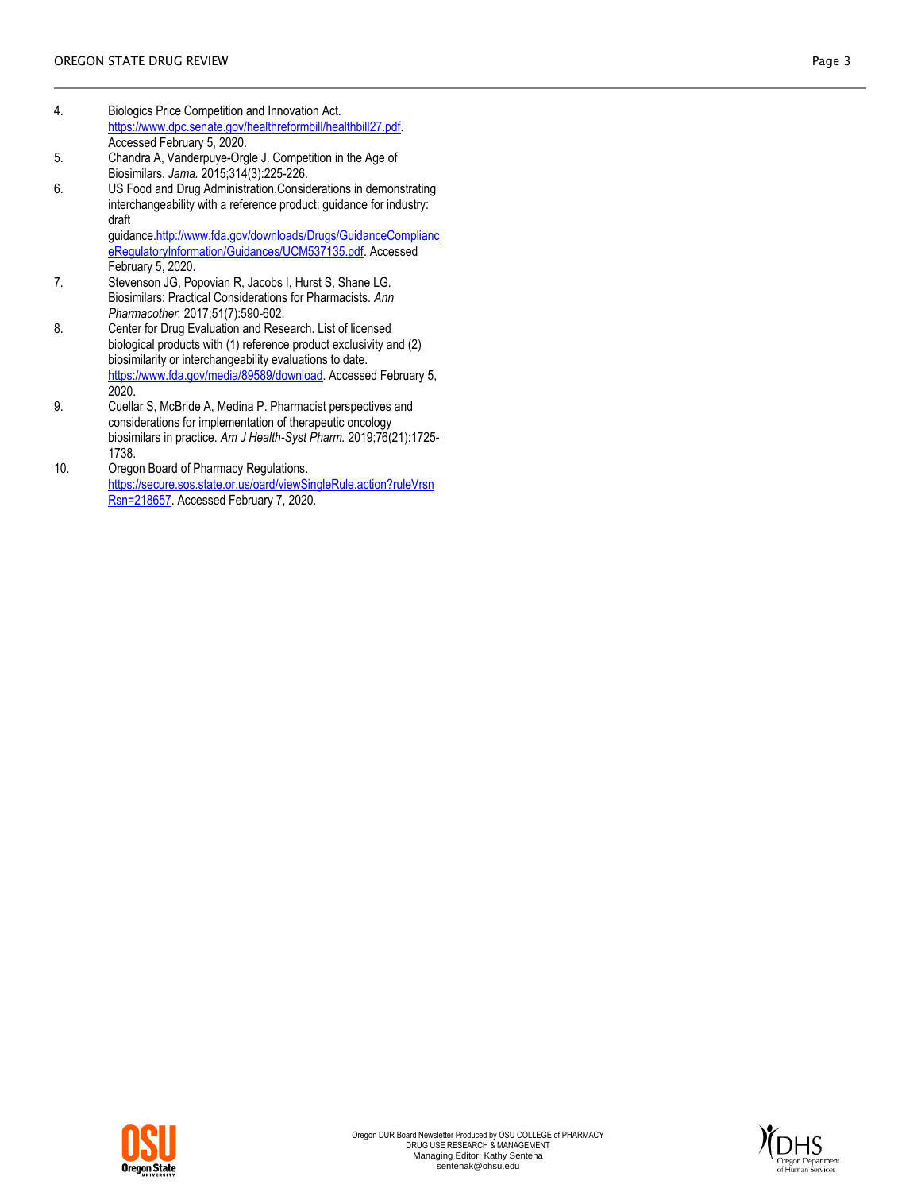4. Biologics Price Competition and Innovation Act. https://www.dpc.senate.gov/healthreformbill/healthbill27.pdf. Accessed February 5, 2020.
5. Chandra A, Vanderpuye-Orgle J. Competition in the Age of Biosimilars. *Jama.* 2015;314(3):225-226.
6. US Food and Drug Administration.Considerations in demonstrating interchangeability with a reference product: guidance for industry: draft guidance.http://www.fda.gov/downloads/Drugs/GuidanceComplianceRegulatoryInformation/Guidances/UCM537135.pdf. Accessed February 5, 2020.
7. Stevenson JG, Popovian R, Jacobs I, Hurst S, Shane LG. Biosimilars: Practical Considerations for Pharmacists. *Ann Pharmacother.* 2017;51(7):590-602.
8. Center for Drug Evaluation and Research. List of licensed biological products with (1) reference product exclusivity and (2) biosimilarity or interchangeability evaluations to date. https://www.fda.gov/media/89589/download. Accessed February 5, 2020.
9. Cuellar S, McBride A, Medina P. Pharmacist perspectives and considerations for implementation of therapeutic oncology biosimilars in practice. *Am J Health-Syst Pharm.* 2019;76(21):1725-1738.
10. Oregon Board of Pharmacy Regulations. https://secure.sos.state.or.us/oard/viewSingleRule.action?ruleVrsnRsn=218657. Accessed February 7, 2020.

Oregon DUR Board Newsletter Produced by OSU COLLEGE of PHARMACY
DRUG USE RESEARCH & MANAGEMENT
Managing Editor: Kathy Sentena
sentenak@ohsu.edu